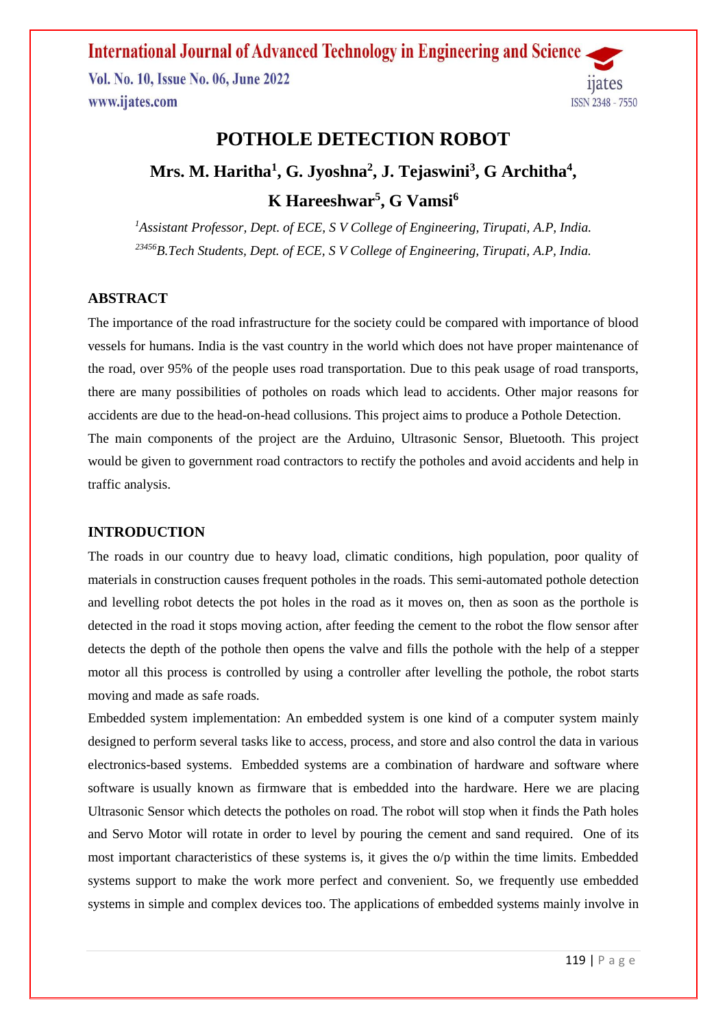# POTHOLE DETECTION ROBOT

**Mrs. M. Haritha[1], G. Jyoshna[2], J. Tejaswini[3], G Architha[4], K Hareeshwar[5], G Vamsi[6]**

*[1]Assistant Professor, Dept. of ECE, S V College of Engineering, Tirupati, A.P, India.*
*[23456]B.Tech Students, Dept. of ECE, S V College of Engineering, Tirupati, A.P, India.*

## ABSTRACT

The importance of the road infrastructure for the society could be compared with importance of blood vessels for humans. India is the vast country in the world which does not have proper maintenance of the road, over 95% of the people uses road transportation. Due to this peak usage of road transports, there are many possibilities of potholes on roads which lead to accidents. Other major reasons for accidents are due to the head-on-head collusions. This project aims to produce a Pothole Detection.

The main components of the project are the Arduino, Ultrasonic Sensor, Bluetooth. This project would be given to government road contractors to rectify the potholes and avoid accidents and help in traffic analysis.

## INTRODUCTION

The roads in our country due to heavy load, climatic conditions, high population, poor quality of materials in construction causes frequent potholes in the roads. This semi-automated pothole detection and levelling robot detects the pot holes in the road as it moves on, then as soon as the porthole is detected in the road it stops moving action, after feeding the cement to the robot the flow sensor after detects the depth of the pothole then opens the valve and fills the pothole with the help of a stepper motor all this process is controlled by using a controller after levelling the pothole, the robot starts moving and made as safe roads.

Embedded system implementation: An embedded system is one kind of a computer system mainly designed to perform several tasks like to access, process, and store and also control the data in various electronics-based systems. Embedded systems are a combination of hardware and software where software is usually known as firmware that is embedded into the hardware. Here we are placing Ultrasonic Sensor which detects the potholes on road. The robot will stop when it finds the Path holes and Servo Motor will rotate in order to level by pouring the cement and sand required. One of its most important characteristics of these systems is, it gives the o/p within the time limits. Embedded systems support to make the work more perfect and convenient. So, we frequently use embedded systems in simple and complex devices too. The applications of embedded systems mainly involve in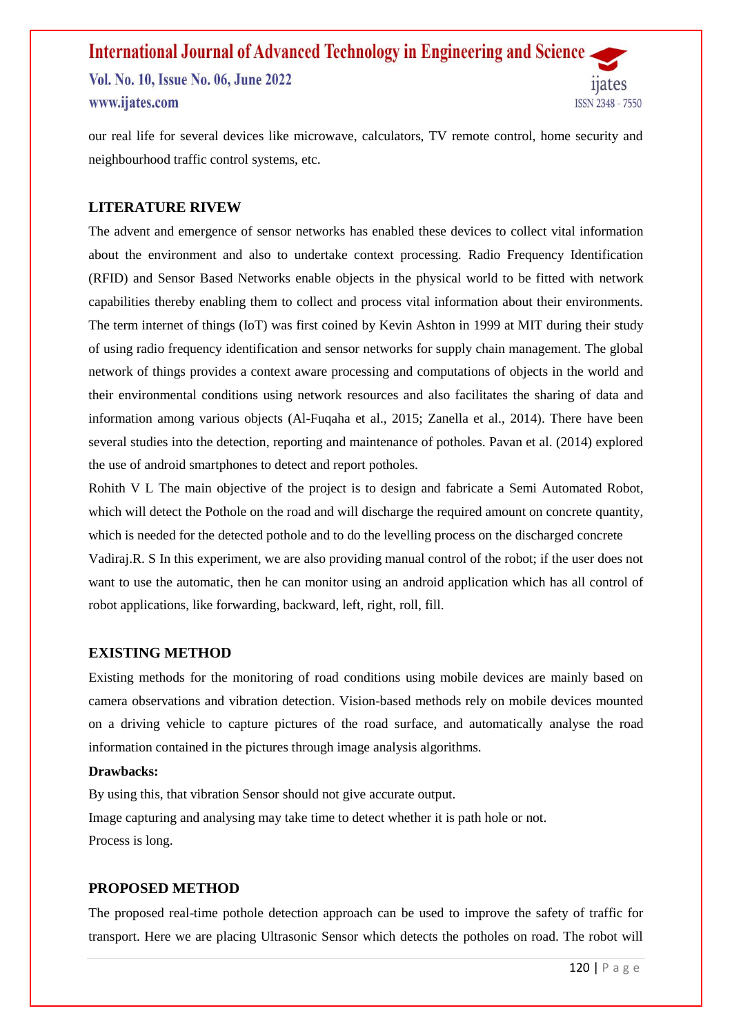our real life for several devices like microwave, calculators, TV remote control, home security and neighbourhood traffic control systems, etc.

## LITERATURE RIVEW

The advent and emergence of sensor networks has enabled these devices to collect vital information about the environment and also to undertake context processing. Radio Frequency Identification (RFID) and Sensor Based Networks enable objects in the physical world to be fitted with network capabilities thereby enabling them to collect and process vital information about their environments. The term internet of things (IoT) was first coined by Kevin Ashton in 1999 at MIT during their study of using radio frequency identification and sensor networks for supply chain management. The global network of things provides a context aware processing and computations of objects in the world and their environmental conditions using network resources and also facilitates the sharing of data and information among various objects (Al-Fuqaha et al., 2015; Zanella et al., 2014). There have been several studies into the detection, reporting and maintenance of potholes. Pavan et al. (2014) explored the use of android smartphones to detect and report potholes.

Rohith V L The main objective of the project is to design and fabricate a Semi Automated Robot, which will detect the Pothole on the road and will discharge the required amount on concrete quantity, which is needed for the detected pothole and to do the levelling process on the discharged concrete

Vadiraj.R. S In this experiment, we are also providing manual control of the robot; if the user does not want to use the automatic, then he can monitor using an android application which has all control of robot applications, like forwarding, backward, left, right, roll, fill.

## EXISTING METHOD

Existing methods for the monitoring of road conditions using mobile devices are mainly based on camera observations and vibration detection. Vision-based methods rely on mobile devices mounted on a driving vehicle to capture pictures of the road surface, and automatically analyse the road information contained in the pictures through image analysis algorithms.

**Drawbacks:**

By using this, that vibration Sensor should not give accurate output.

Image capturing and analysing may take time to detect whether it is path hole or not.

Process is long.

## PROPOSED METHOD

The proposed real-time pothole detection approach can be used to improve the safety of traffic for transport. Here we are placing Ultrasonic Sensor which detects the potholes on road. The robot will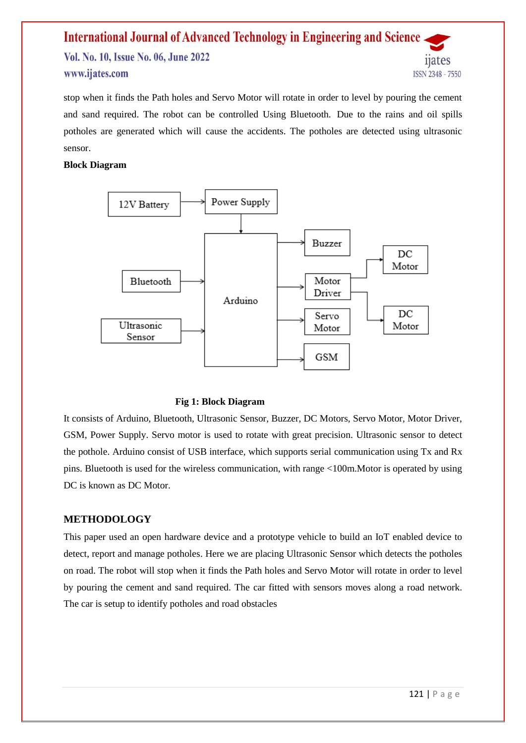stop when it finds the Path holes and Servo Motor will rotate in order to level by pouring the cement and sand required. The robot can be controlled Using Bluetooth. Due to the rains and oil spills potholes are generated which will cause the accidents. The potholes are detected using ultrasonic sensor.

**Block Diagram**

**Fig 1: Block Diagram**

It consists of Arduino, Bluetooth, Ultrasonic Sensor, Buzzer, DC Motors, Servo Motor, Motor Driver, GSM, Power Supply. Servo motor is used to rotate with great precision. Ultrasonic sensor to detect the pothole. Arduino consist of USB interface, which supports serial communication using Tx and Rx pins. Bluetooth is used for the wireless communication, with range <100m.Motor is operated by using DC is known as DC Motor.

## METHODOLOGY

This paper used an open hardware device and a prototype vehicle to build an IoT enabled device to detect, report and manage potholes. Here we are placing Ultrasonic Sensor which detects the potholes on road. The robot will stop when it finds the Path holes and Servo Motor will rotate in order to level by pouring the cement and sand required. The car fitted with sensors moves along a road network. The car is setup to identify potholes and road obstacles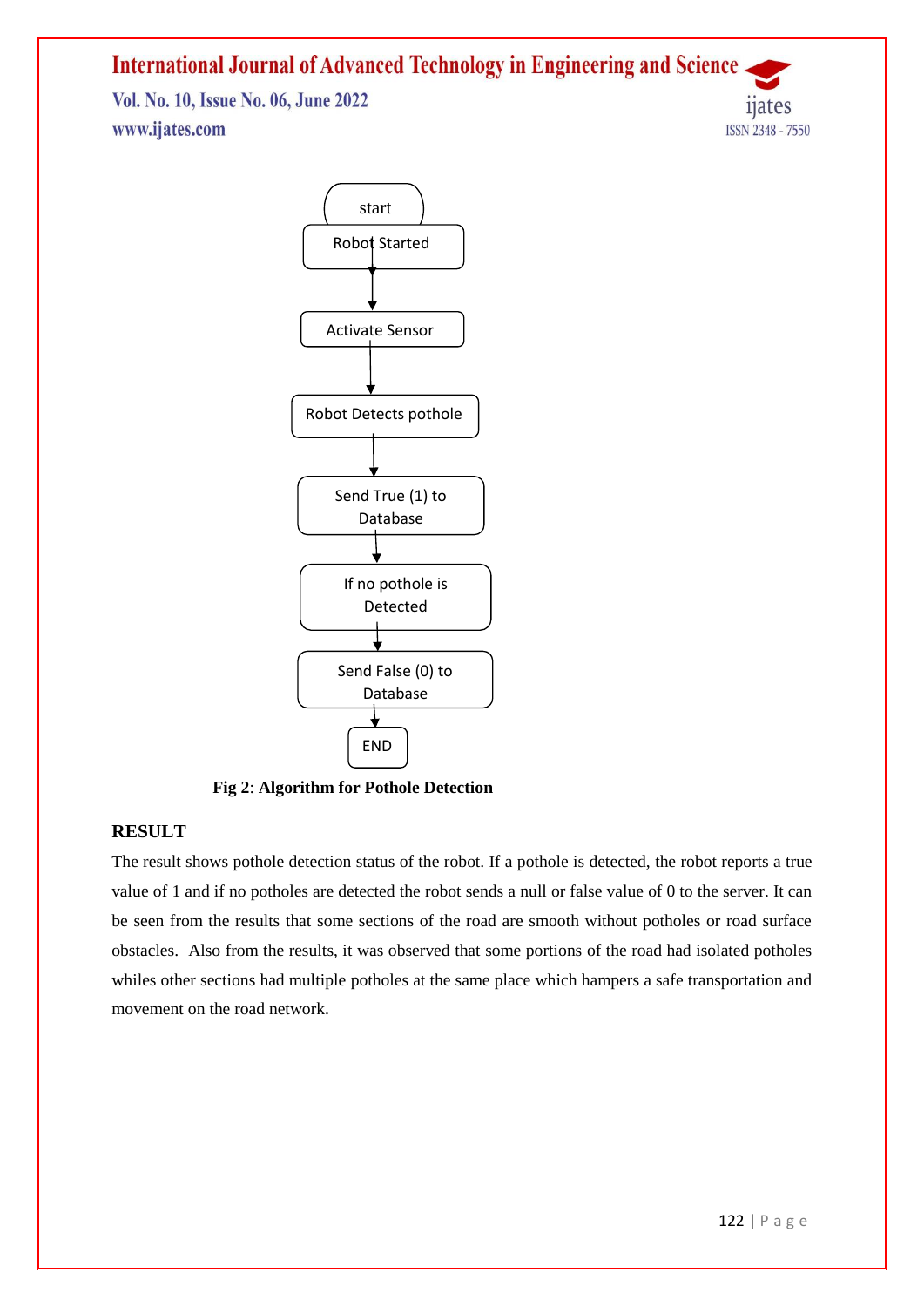start

Robot Started

Activate Sensor

Robot Detects pothole

Send True (1) to Database

If no pothole is Detected

Send False (0) to Database

END

**Fig 2**: **Algorithm for Pothole Detection**

## RESULT

The result shows pothole detection status of the robot. If a pothole is detected, the robot reports a true value of 1 and if no potholes are detected the robot sends a null or false value of 0 to the server. It can be seen from the results that some sections of the road are smooth without potholes or road surface obstacles. Also from the results, it was observed that some portions of the road had isolated potholes whiles other sections had multiple potholes at the same place which hampers a safe transportation and movement on the road network.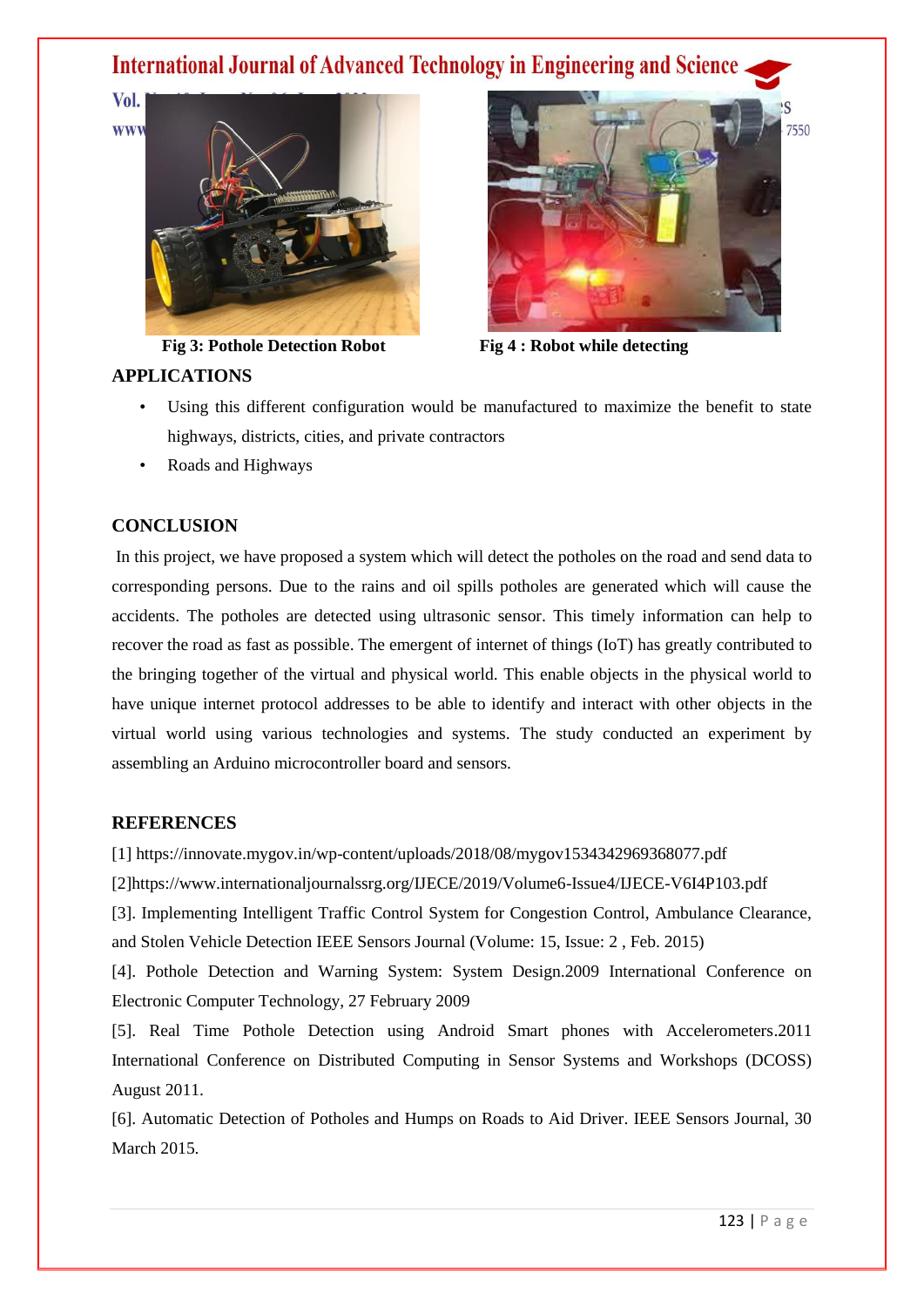Fig 3: Pothole Detection Robot

Fig 4 : Robot while detecting

## APPLICATIONS

- Using this different configuration would be manufactured to maximize the benefit to state highways, districts, cities, and private contractors
- Roads and Highways

## CONCLUSION

In this project, we have proposed a system which will detect the potholes on the road and send data to corresponding persons. Due to the rains and oil spills potholes are generated which will cause the accidents. The potholes are detected using ultrasonic sensor. This timely information can help to recover the road as fast as possible. The emergent of internet of things (IoT) has greatly contributed to the bringing together of the virtual and physical world. This enable objects in the physical world to have unique internet protocol addresses to be able to identify and interact with other objects in the virtual world using various technologies and systems. The study conducted an experiment by assembling an Arduino microcontroller board and sensors.

## REFERENCES

[1] https://innovate.mygov.in/wp-content/uploads/2018/08/mygov1534342969368077.pdf

[2]https://www.internationaljournalssrg.org/IJECE/2019/Volume6-Issue4/IJECE-V6I4P103.pdf

[3]. Implementing Intelligent Traffic Control System for Congestion Control, Ambulance Clearance, and Stolen Vehicle Detection IEEE Sensors Journal (Volume: 15, Issue: 2 , Feb. 2015)

[4]. Pothole Detection and Warning System: System Design.2009 International Conference on Electronic Computer Technology, 27 February 2009

[5]. Real Time Pothole Detection using Android Smart phones with Accelerometers.2011 International Conference on Distributed Computing in Sensor Systems and Workshops (DCOSS) August 2011.

[6]. Automatic Detection of Potholes and Humps on Roads to Aid Driver. IEEE Sensors Journal, 30 March 2015.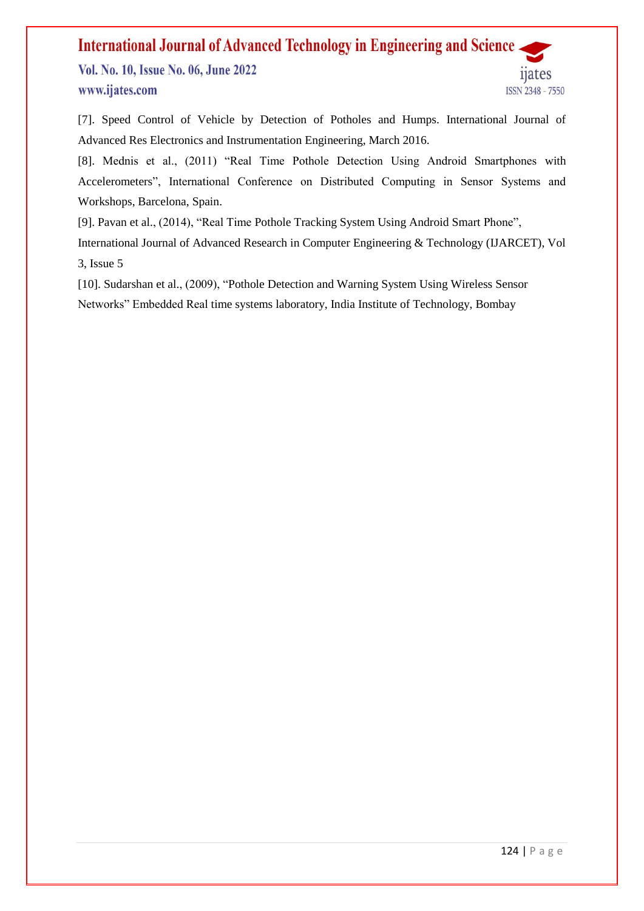[7]. Speed Control of Vehicle by Detection of Potholes and Humps. International Journal of Advanced Res Electronics and Instrumentation Engineering, March 2016.

[8]. Mednis et al., (2011) "Real Time Pothole Detection Using Android Smartphones with Accelerometers", International Conference on Distributed Computing in Sensor Systems and Workshops, Barcelona, Spain.

[9]. Pavan et al., (2014), "Real Time Pothole Tracking System Using Android Smart Phone", International Journal of Advanced Research in Computer Engineering & Technology (IJARCET), Vol 3, Issue 5

[10]. Sudarshan et al., (2009), "Pothole Detection and Warning System Using Wireless Sensor Networks" Embedded Real time systems laboratory, India Institute of Technology, Bombay